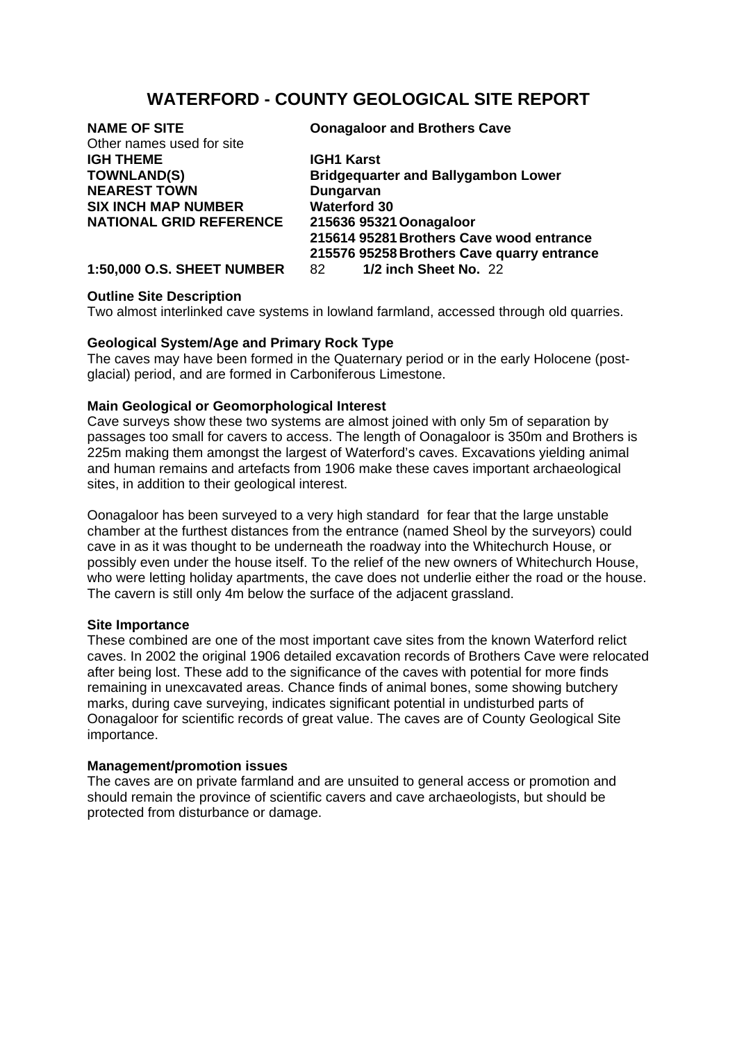# WATERFORD - COUNTY GEOLOGICAL SITE REPORT

| | |
|---|---|
| **NAME OF SITE** | **Oonagaloor and Brothers Cave** |
| Other names used for site | |
| **IGH THEME** | **IGH1 Karst** |
| **TOWNLAND(S)** | **Bridgequarter and Ballygambon Lower** |
| **NEAREST TOWN** | **Dungarvan** |
| **SIX INCH MAP NUMBER** | **Waterford 30** |
| **NATIONAL GRID REFERENCE** | **215636 95321 Oonagaloor**<br>**215614 95281 Brothers Cave wood entrance**<br>**215576 95258 Brothers Cave quarry entrance** |
| **1:50,000 O.S. SHEET NUMBER** | 82 **1/2 inch Sheet No.** 22 |

**Outline Site Description**

Two almost interlinked cave systems in lowland farmland, accessed through old quarries.

**Geological System/Age and Primary Rock Type**

The caves may have been formed in the Quaternary period or in the early Holocene (post-glacial) period, and are formed in Carboniferous Limestone.

**Main Geological or Geomorphological Interest**

Cave surveys show these two systems are almost joined with only 5m of separation by passages too small for cavers to access. The length of Oonagaloor is 350m and Brothers is 225m making them amongst the largest of Waterford's caves. Excavations yielding animal and human remains and artefacts from 1906 make these caves important archaeological sites, in addition to their geological interest.

Oonagaloor has been surveyed to a very high standard for fear that the large unstable chamber at the furthest distances from the entrance (named Sheol by the surveyors) could cave in as it was thought to be underneath the roadway into the Whitechurch House, or possibly even under the house itself. To the relief of the new owners of Whitechurch House, who were letting holiday apartments, the cave does not underlie either the road or the house. The cavern is still only 4m below the surface of the adjacent grassland.

**Site Importance**

These combined are one of the most important cave sites from the known Waterford relict caves. In 2002 the original 1906 detailed excavation records of Brothers Cave were relocated after being lost. These add to the significance of the caves with potential for more finds remaining in unexcavated areas. Chance finds of animal bones, some showing butchery marks, during cave surveying, indicates significant potential in undisturbed parts of Oonagaloor for scientific records of great value. The caves are of County Geological Site importance.

**Management/promotion issues**

The caves are on private farmland and are unsuited to general access or promotion and should remain the province of scientific cavers and cave archaeologists, but should be protected from disturbance or damage.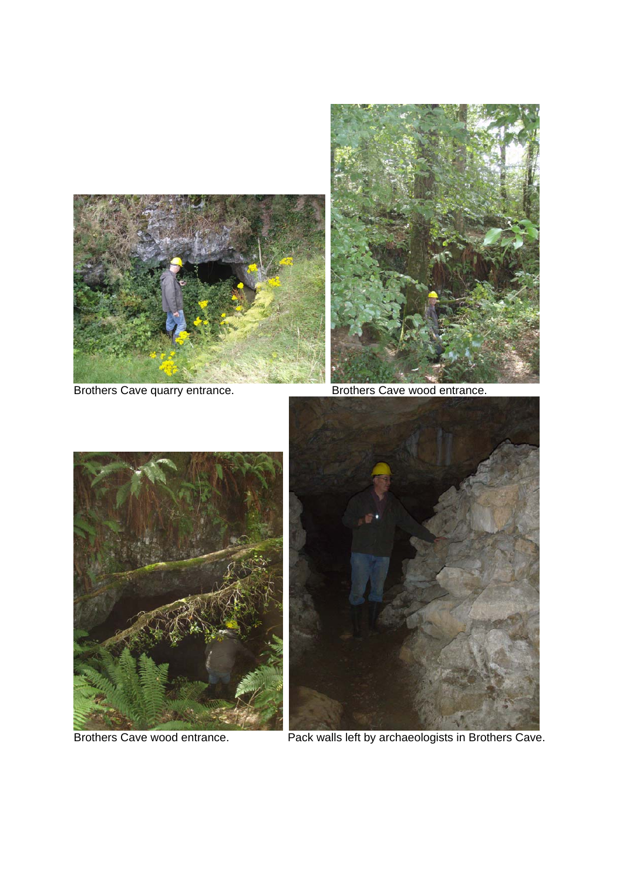Brothers Cave quarry entrance.

Brothers Cave wood entrance.

Brothers Cave wood entrance.

Pack walls left by archaeologists in Brothers Cave.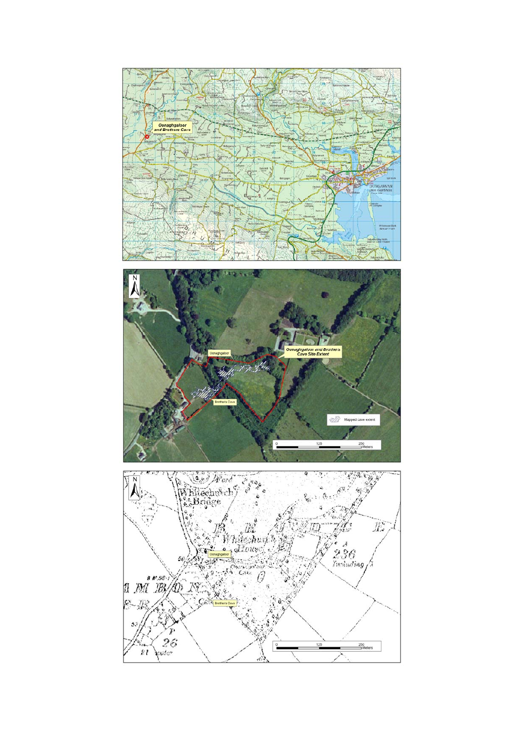Oonaghgaloor and Brothers Cave

N

Oonaghgaloor

Oonaghgaloor and Brothers Cave Site Extent

Brothers Cave

Mapped cave extent

0 125 250 Meters

N

Oonaghgaloor

Brother's Cave

0 125 250 Meters